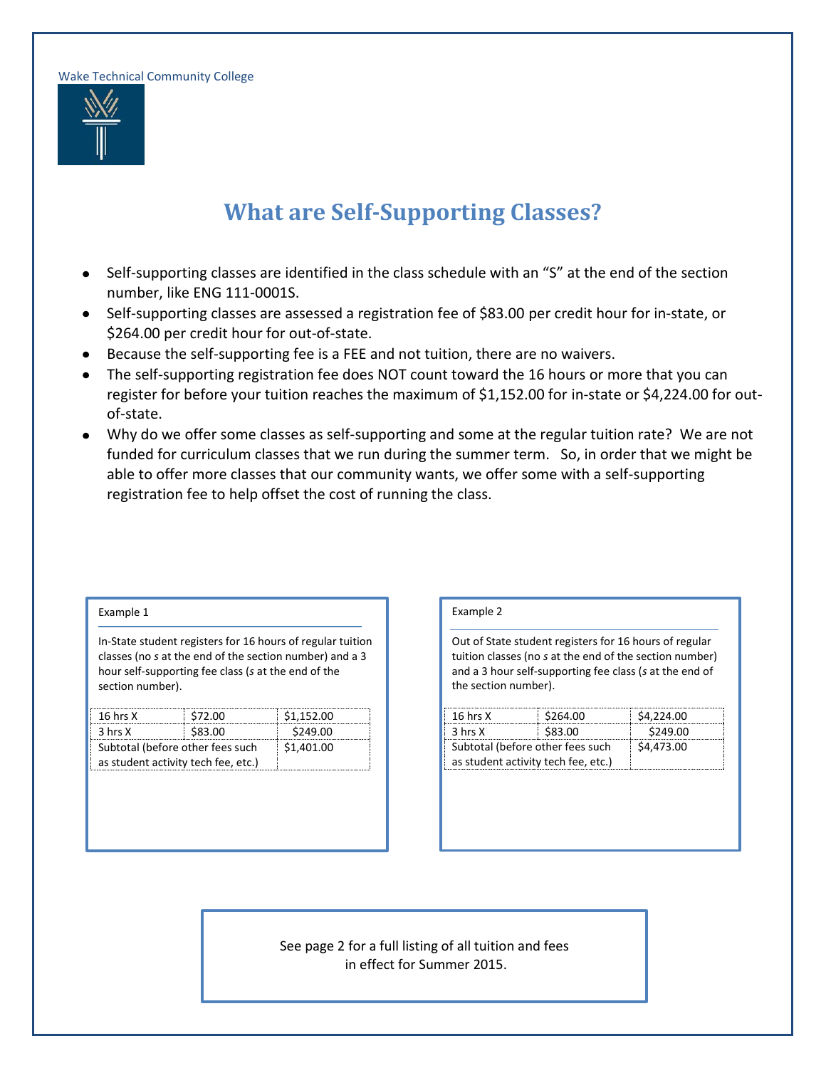Wake Technical Community College

# What are Self-Supporting Classes?

- Self-supporting classes are identified in the class schedule with an "S" at the end of the section number, like ENG 111-0001S.
- Self-supporting classes are assessed a registration fee of $83.00 per credit hour for in-state, or $264.00 per credit hour for out-of-state.
- Because the self-supporting fee is a FEE and not tuition, there are no waivers.
- The self-supporting registration fee does NOT count toward the 16 hours or more that you can register for before your tuition reaches the maximum of $1,152.00 for in-state or $4,224.00 for out-of-state.
- Why do we offer some classes as self-supporting and some at the regular tuition rate? We are not funded for curriculum classes that we run during the summer term. So, in order that we might be able to offer more classes that our community wants, we offer some with a self-supporting registration fee to help offset the cost of running the class.

Example 1

In-State student registers for 16 hours of regular tuition classes (no *s* at the end of the section number) and a 3 hour self-supporting fee class (*s* at the end of the section number).

| 16 hrs X | $72.00 | $1,152.00 |
|---|---|---|
| 3 hrs X | $83.00 | $249.00 |
| Subtotal (before other fees such as student activity tech fee, etc.) | | $1,401.00 |

Example 2

Out of State student registers for 16 hours of regular tuition classes (no *s* at the end of the section number) and a 3 hour self-supporting fee class (*s* at the end of the section number).

| 16 hrs X | $264.00 | $4,224.00 |
|---|---|---|
| 3 hrs X | $83.00 | $249.00 |
| Subtotal (before other fees such as student activity tech fee, etc.) | | $4,473.00 |

See page 2 for a full listing of all tuition and fees in effect for Summer 2015.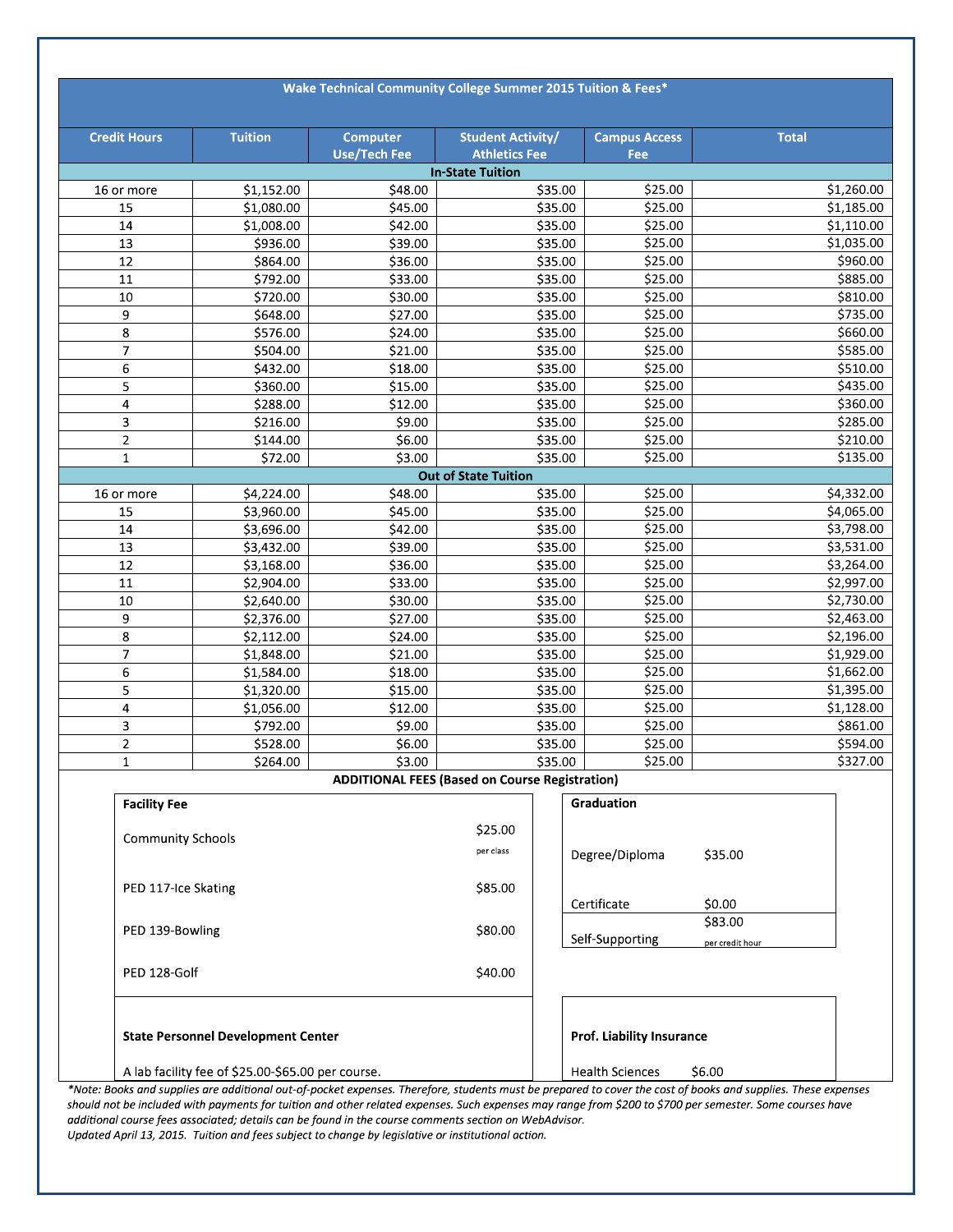| Wake Technical Community College Summer 2015 Tuition & Fees* | | | | | |
|---|---|---|---|---|---|
| **Credit Hours** | **Tuition** | **Computer Use/Tech Fee** | **Student Activity/ Athletics Fee** | **Campus Access Fee** | **Total** |
| **In-State Tuition** | | | | | |
| 16 or more | $1,152.00 | $48.00 | $35.00 | $25.00 | $1,260.00 |
| 15 | $1,080.00 | $45.00 | $35.00 | $25.00 | $1,185.00 |
| 14 | $1,008.00 | $42.00 | $35.00 | $25.00 | $1,110.00 |
| 13 | $936.00 | $39.00 | $35.00 | $25.00 | $1,035.00 |
| 12 | $864.00 | $36.00 | $35.00 | $25.00 | $960.00 |
| 11 | $792.00 | $33.00 | $35.00 | $25.00 | $885.00 |
| 10 | $720.00 | $30.00 | $35.00 | $25.00 | $810.00 |
| 9 | $648.00 | $27.00 | $35.00 | $25.00 | $735.00 |
| 8 | $576.00 | $24.00 | $35.00 | $25.00 | $660.00 |
| 7 | $504.00 | $21.00 | $35.00 | $25.00 | $585.00 |
| 6 | $432.00 | $18.00 | $35.00 | $25.00 | $510.00 |
| 5 | $360.00 | $15.00 | $35.00 | $25.00 | $435.00 |
| 4 | $288.00 | $12.00 | $35.00 | $25.00 | $360.00 |
| 3 | $216.00 | $9.00 | $35.00 | $25.00 | $285.00 |
| 2 | $144.00 | $6.00 | $35.00 | $25.00 | $210.00 |
| 1 | $72.00 | $3.00 | $35.00 | $25.00 | $135.00 |
| **Out of State Tuition** | | | | | |
| 16 or more | $4,224.00 | $48.00 | $35.00 | $25.00 | $4,332.00 |
| 15 | $3,960.00 | $45.00 | $35.00 | $25.00 | $4,065.00 |
| 14 | $3,696.00 | $42.00 | $35.00 | $25.00 | $3,798.00 |
| 13 | $3,432.00 | $39.00 | $35.00 | $25.00 | $3,531.00 |
| 12 | $3,168.00 | $36.00 | $35.00 | $25.00 | $3,264.00 |
| 11 | $2,904.00 | $33.00 | $35.00 | $25.00 | $2,997.00 |
| 10 | $2,640.00 | $30.00 | $35.00 | $25.00 | $2,730.00 |
| 9 | $2,376.00 | $27.00 | $35.00 | $25.00 | $2,463.00 |
| 8 | $2,112.00 | $24.00 | $35.00 | $25.00 | $2,196.00 |
| 7 | $1,848.00 | $21.00 | $35.00 | $25.00 | $1,929.00 |
| 6 | $1,584.00 | $18.00 | $35.00 | $25.00 | $1,662.00 |
| 5 | $1,320.00 | $15.00 | $35.00 | $25.00 | $1,395.00 |
| 4 | $1,056.00 | $12.00 | $35.00 | $25.00 | $1,128.00 |
| 3 | $792.00 | $9.00 | $35.00 | $25.00 | $861.00 |
| 2 | $528.00 | $6.00 | $35.00 | $25.00 | $594.00 |
| 1 | $264.00 | $3.00 | $35.00 | $25.00 | $327.00 |

**ADDITIONAL FEES (Based on Course Registration)**

| **Facility Fee** | |
|---|---|
| Community Schools | $25.00 per class |
| PED 117-Ice Skating | $85.00 |
| PED 139-Bowling | $80.00 |
| PED 128-Golf | $40.00 |

| **Graduation** | |
|---|---|
| Degree/Diploma | $35.00 |
| Certificate | $0.00 |
| Self-Supporting | $83.00 per credit hour |

**State Personnel Development Center**

A lab facility fee of $25.00-$65.00 per course.

| **Prof. Liability Insurance** | |
|---|---|
| Health Sciences | $6.00 |

*\*Note: Books and supplies are additional out-of-pocket expenses. Therefore, students must be prepared to cover the cost of books and supplies. These expenses should not be included with payments for tuition and other related expenses. Such expenses may range from $200 to $700 per semester. Some courses have additional course fees associated; details can be found in the course comments section on WebAdvisor.*
*Updated April 13, 2015. Tuition and fees subject to change by legislative or institutional action.*